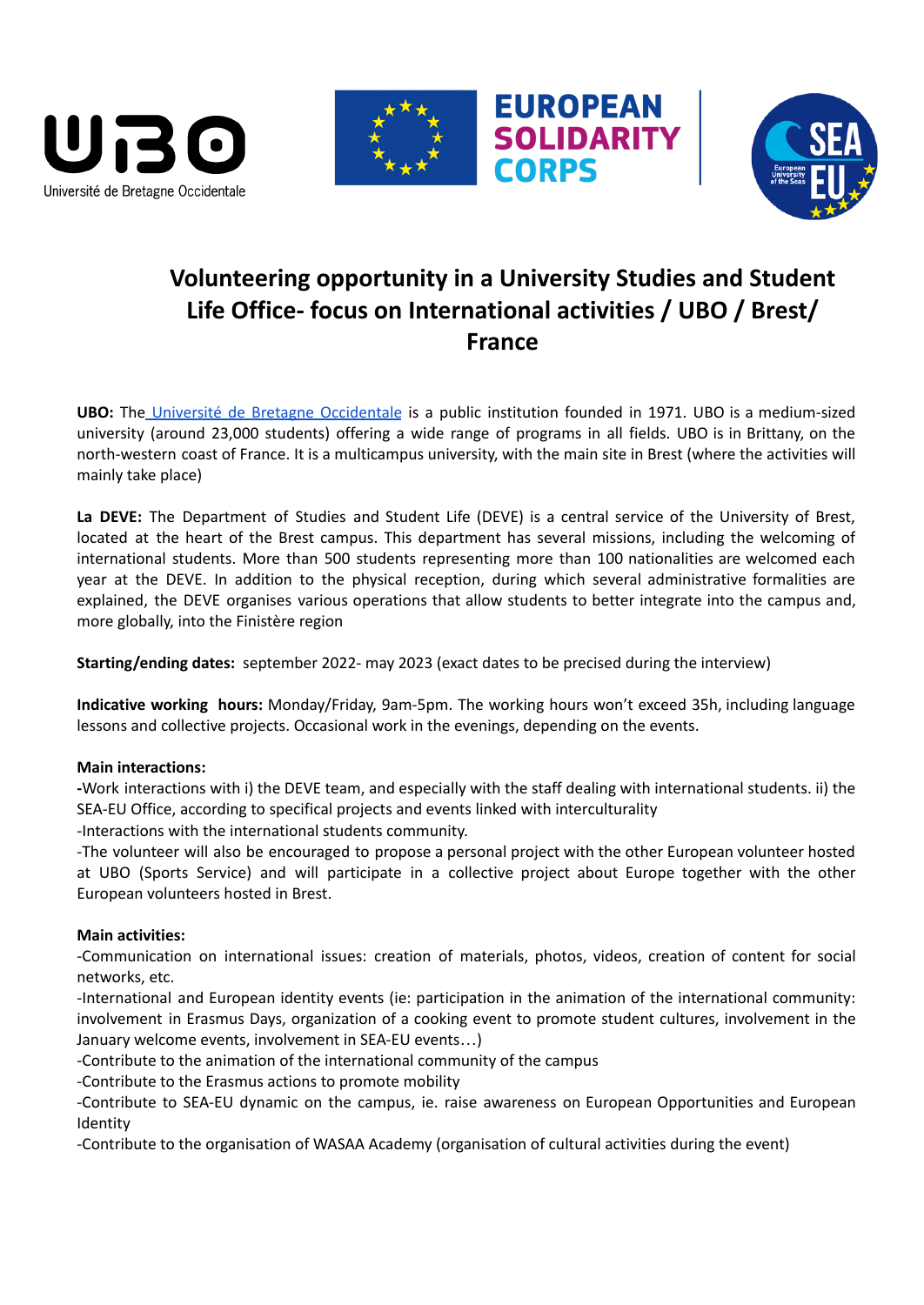# Volunteering opportunity in a University Studies and Student Life Office- focus on International activities / UBO / Brest/ France

**UBO:** The Université de Bretagne Occidentale is a public institution founded in 1971. UBO is a medium-sized university (around 23,000 students) offering a wide range of programs in all fields. UBO is in Brittany, on the north-western coast of France. It is a multicampus university, with the main site in Brest (where the activities will mainly take place)

**La DEVE:** The Department of Studies and Student Life (DEVE) is a central service of the University of Brest, located at the heart of the Brest campus. This department has several missions, including the welcoming of international students. More than 500 students representing more than 100 nationalities are welcomed each year at the DEVE. In addition to the physical reception, during which several administrative formalities are explained, the DEVE organises various operations that allow students to better integrate into the campus and, more globally, into the Finistère region

**Starting/ending dates:** september 2022- may 2023 (exact dates to be precised during the interview)

**Indicative working hours:** Monday/Friday, 9am-5pm. The working hours won't exceed 35h, including language lessons and collective projects. Occasional work in the evenings, depending on the events.

**Main interactions:**

-Work interactions with i) the DEVE team, and especially with the staff dealing with international students. ii) the SEA-EU Office, according to specifical projects and events linked with interculturality

-Interactions with the international students community.

-The volunteer will also be encouraged to propose a personal project with the other European volunteer hosted at UBO (Sports Service) and will participate in a collective project about Europe together with the other European volunteers hosted in Brest.

**Main activities:**

-Communication on international issues: creation of materials, photos, videos, creation of content for social networks, etc.

-International and European identity events (ie: participation in the animation of the international community: involvement in Erasmus Days, organization of a cooking event to promote student cultures, involvement in the January welcome events, involvement in SEA-EU events…)

-Contribute to the animation of the international community of the campus

-Contribute to the Erasmus actions to promote mobility

-Contribute to SEA-EU dynamic on the campus, ie. raise awareness on European Opportunities and European Identity

-Contribute to the organisation of WASAA Academy (organisation of cultural activities during the event)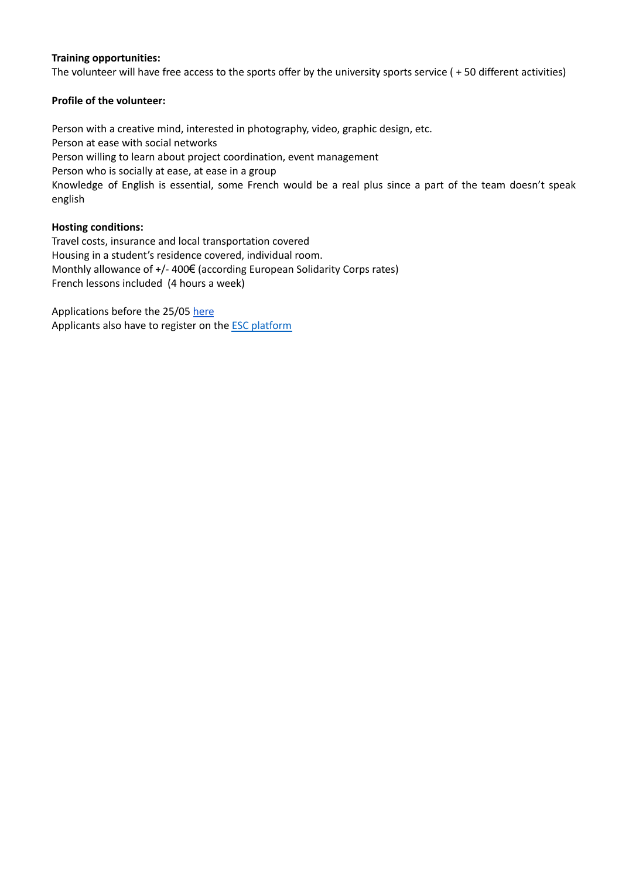**Training opportunities:**
The volunteer will have free access to the sports offer by the university sports service ( + 50 different activities)

**Profile of the volunteer:**

Person with a creative mind, interested in photography, video, graphic design, etc.
Person at ease with social networks
Person willing to learn about project coordination, event management
Person who is socially at ease, at ease in a group
Knowledge of English is essential, some French would be a real plus since a part of the team doesn't speak english

**Hosting conditions:**
Travel costs, insurance and local transportation covered
Housing in a student's residence covered, individual room.
Monthly allowance of +/- 400€ (according European Solidarity Corps rates)
French lessons included (4 hours a week)

Applications before the 25/05 here
Applicants also have to register on the ESC platform